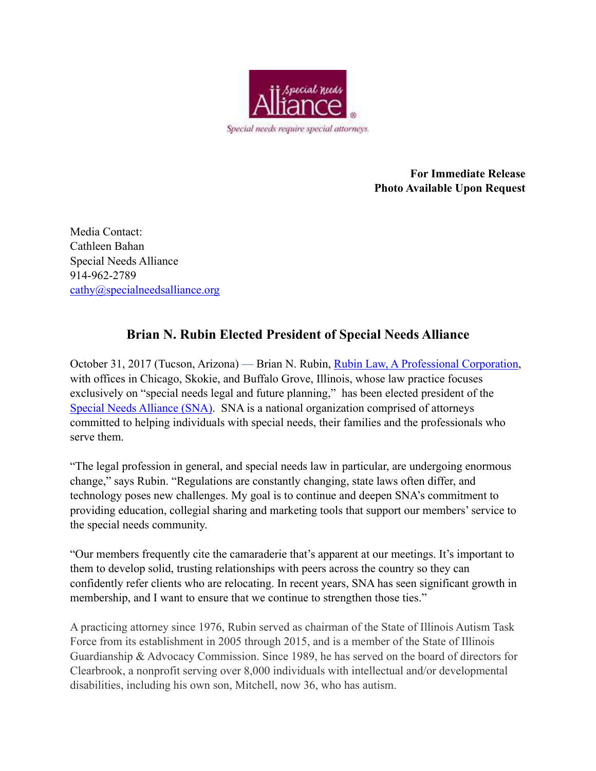Special Needs Alliance®

Special needs require special attorneys.

**For Immediate Release**
**Photo Available Upon Request**

Media Contact:
Cathleen Bahan
Special Needs Alliance
914-962-2789
cathy@specialneedsalliance.org

## Brian N. Rubin Elected President of Special Needs Alliance

October 31, 2017 (Tucson, Arizona) — Brian N. Rubin, Rubin Law, A Professional Corporation, with offices in Chicago, Skokie, and Buffalo Grove, Illinois, whose law practice focuses exclusively on "special needs legal and future planning," has been elected president of the Special Needs Alliance (SNA). SNA is a national organization comprised of attorneys committed to helping individuals with special needs, their families and the professionals who serve them.

"The legal profession in general, and special needs law in particular, are undergoing enormous change," says Rubin. "Regulations are constantly changing, state laws often differ, and technology poses new challenges. My goal is to continue and deepen SNA's commitment to providing education, collegial sharing and marketing tools that support our members' service to the special needs community.

"Our members frequently cite the camaraderie that's apparent at our meetings. It's important to them to develop solid, trusting relationships with peers across the country so they can confidently refer clients who are relocating. In recent years, SNA has seen significant growth in membership, and I want to ensure that we continue to strengthen those ties."

A practicing attorney since 1976, Rubin served as chairman of the State of Illinois Autism Task Force from its establishment in 2005 through 2015, and is a member of the State of Illinois Guardianship & Advocacy Commission. Since 1989, he has served on the board of directors for Clearbrook, a nonprofit serving over 8,000 individuals with intellectual and/or developmental disabilities, including his own son, Mitchell, now 36, who has autism.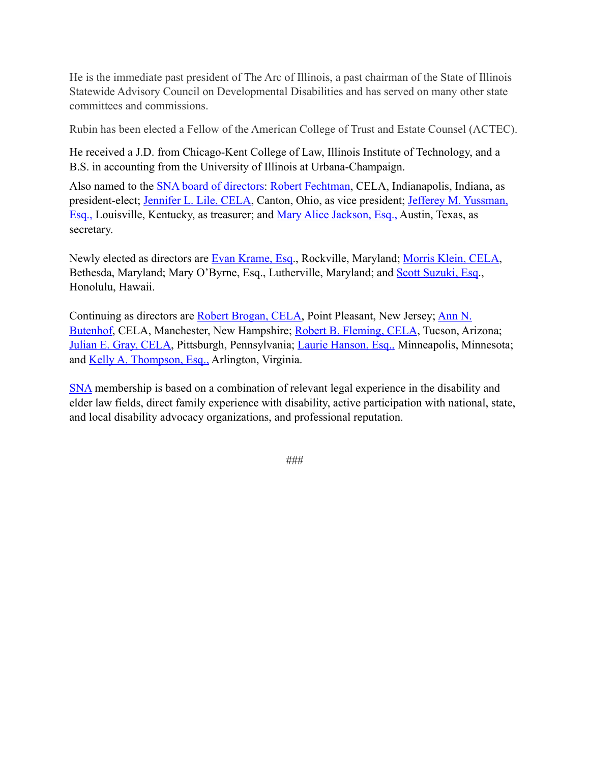He is the immediate past president of The Arc of Illinois, a past chairman of the State of Illinois Statewide Advisory Council on Developmental Disabilities and has served on many other state committees and commissions.

Rubin has been elected a Fellow of the American College of Trust and Estate Counsel (ACTEC).

He received a J.D. from Chicago-Kent College of Law, Illinois Institute of Technology, and a B.S. in accounting from the University of Illinois at Urbana-Champaign.

Also named to the SNA board of directors: Robert Fechtman, CELA, Indianapolis, Indiana, as president-elect; Jennifer L. Lile, CELA, Canton, Ohio, as vice president; Jefferey M. Yussman, Esq., Louisville, Kentucky, as treasurer; and Mary Alice Jackson, Esq., Austin, Texas, as secretary.

Newly elected as directors are Evan Krame, Esq., Rockville, Maryland; Morris Klein, CELA, Bethesda, Maryland; Mary O'Byrne, Esq., Lutherville, Maryland; and Scott Suzuki, Esq., Honolulu, Hawaii.

Continuing as directors are Robert Brogan, CELA, Point Pleasant, New Jersey; Ann N. Butenhof, CELA, Manchester, New Hampshire; Robert B. Fleming, CELA, Tucson, Arizona; Julian E. Gray, CELA, Pittsburgh, Pennsylvania; Laurie Hanson, Esq., Minneapolis, Minnesota; and Kelly A. Thompson, Esq., Arlington, Virginia.

SNA membership is based on a combination of relevant legal experience in the disability and elder law fields, direct family experience with disability, active participation with national, state, and local disability advocacy organizations, and professional reputation.

###